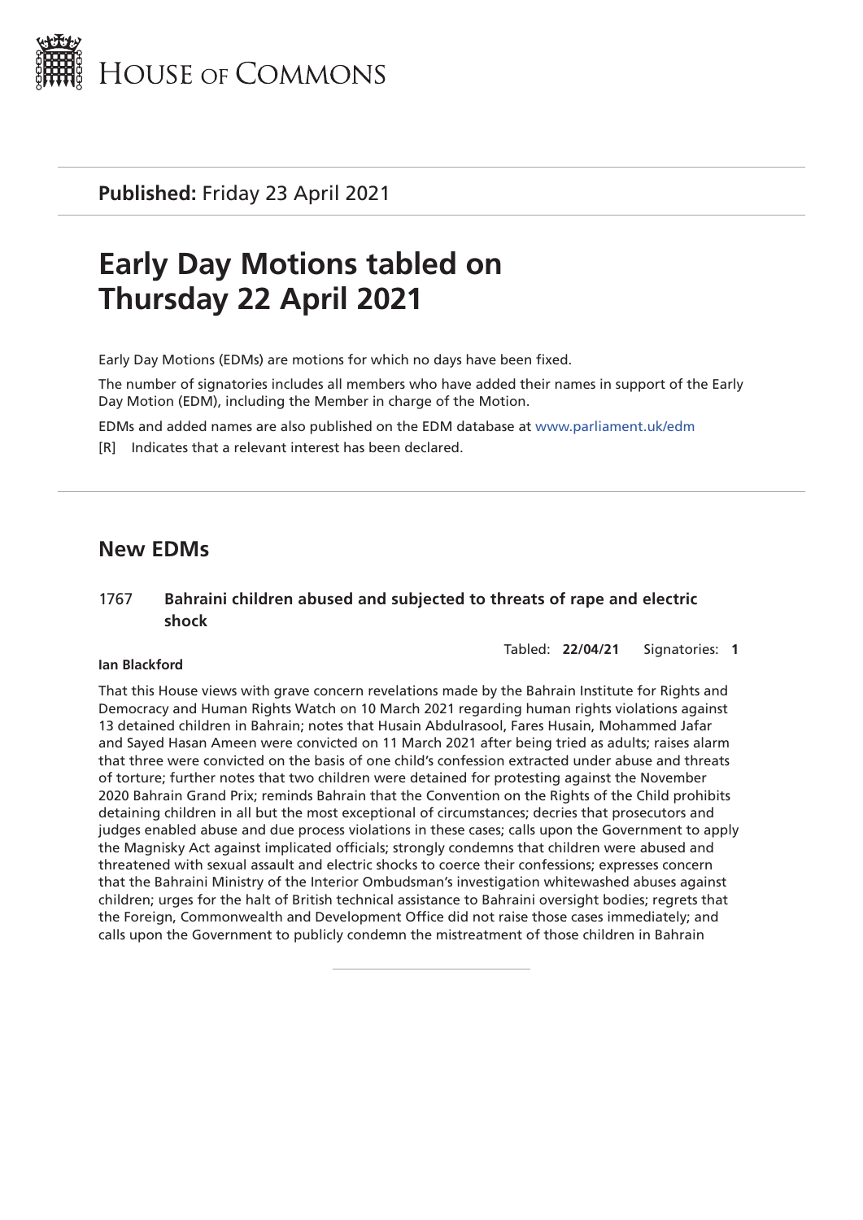HOUSE OF COMMONS

**Published:** Friday 23 April 2021

# Early Day Motions tabled on Thursday 22 April 2021

Early Day Motions (EDMs) are motions for which no days have been fixed.

The number of signatories includes all members who have added their names in support of the Early Day Motion (EDM), including the Member in charge of the Motion.

EDMs and added names are also published on the EDM database at www.parliament.uk/edm

[R] Indicates that a relevant interest has been declared.

## New EDMs

### 1767 Bahraini children abused and subjected to threats of rape and electric shock

Tabled: **22/04/21** Signatories: **1**

**Ian Blackford**

That this House views with grave concern revelations made by the Bahrain Institute for Rights and Democracy and Human Rights Watch on 10 March 2021 regarding human rights violations against 13 detained children in Bahrain; notes that Husain Abdulrasool, Fares Husain, Mohammed Jafar and Sayed Hasan Ameen were convicted on 11 March 2021 after being tried as adults; raises alarm that three were convicted on the basis of one child's confession extracted under abuse and threats of torture; further notes that two children were detained for protesting against the November 2020 Bahrain Grand Prix; reminds Bahrain that the Convention on the Rights of the Child prohibits detaining children in all but the most exceptional of circumstances; decries that prosecutors and judges enabled abuse and due process violations in these cases; calls upon the Government to apply the Magnisky Act against implicated officials; strongly condemns that children were abused and threatened with sexual assault and electric shocks to coerce their confessions; expresses concern that the Bahraini Ministry of the Interior Ombudsman's investigation whitewashed abuses against children; urges for the halt of British technical assistance to Bahraini oversight bodies; regrets that the Foreign, Commonwealth and Development Office did not raise those cases immediately; and calls upon the Government to publicly condemn the mistreatment of those children in Bahrain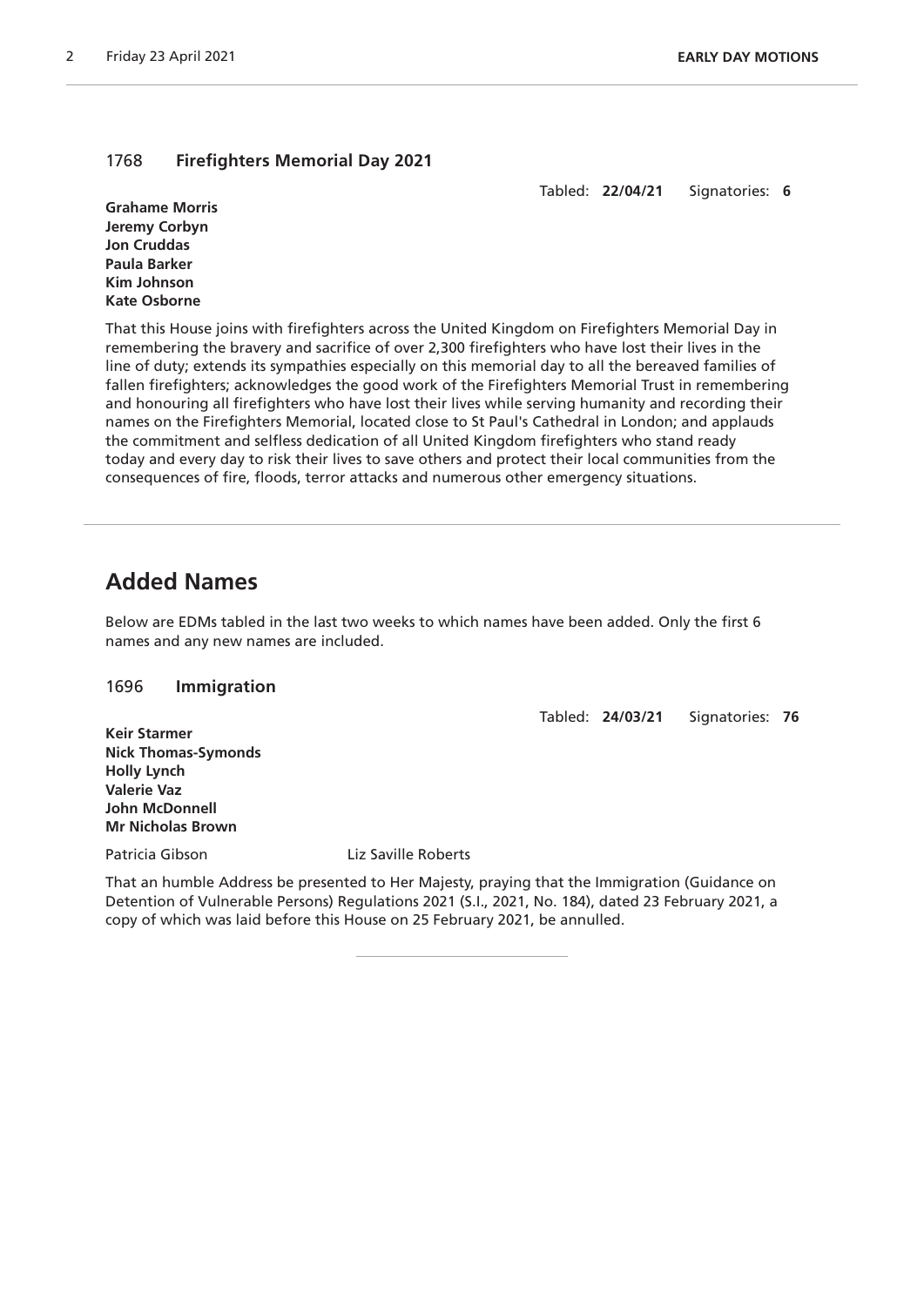### 1768 **Firefighters Memorial Day 2021**

Tabled: **22/04/21** Signatories: **6**

**Grahame Morris**
**Jeremy Corbyn**
**Jon Cruddas**
**Paula Barker**
**Kim Johnson**
**Kate Osborne**

That this House joins with firefighters across the United Kingdom on Firefighters Memorial Day in remembering the bravery and sacrifice of over 2,300 firefighters who have lost their lives in the line of duty; extends its sympathies especially on this memorial day to all the bereaved families of fallen firefighters; acknowledges the good work of the Firefighters Memorial Trust in remembering and honouring all firefighters who have lost their lives while serving humanity and recording their names on the Firefighters Memorial, located close to St Paul's Cathedral in London; and applauds the commitment and selfless dedication of all United Kingdom firefighters who stand ready today and every day to risk their lives to save others and protect their local communities from the consequences of fire, floods, terror attacks and numerous other emergency situations.

---

## Added Names

Below are EDMs tabled in the last two weeks to which names have been added. Only the first 6 names and any new names are included.

### 1696 **Immigration**

Tabled: **24/03/21** Signatories: **76**

**Keir Starmer**
**Nick Thomas-Symonds**
**Holly Lynch**
**Valerie Vaz**
**John McDonnell**
**Mr Nicholas Brown**

Patricia Gibson Liz Saville Roberts

That an humble Address be presented to Her Majesty, praying that the Immigration (Guidance on Detention of Vulnerable Persons) Regulations 2021 (S.I., 2021, No. 184), dated 23 February 2021, a copy of which was laid before this House on 25 February 2021, be annulled.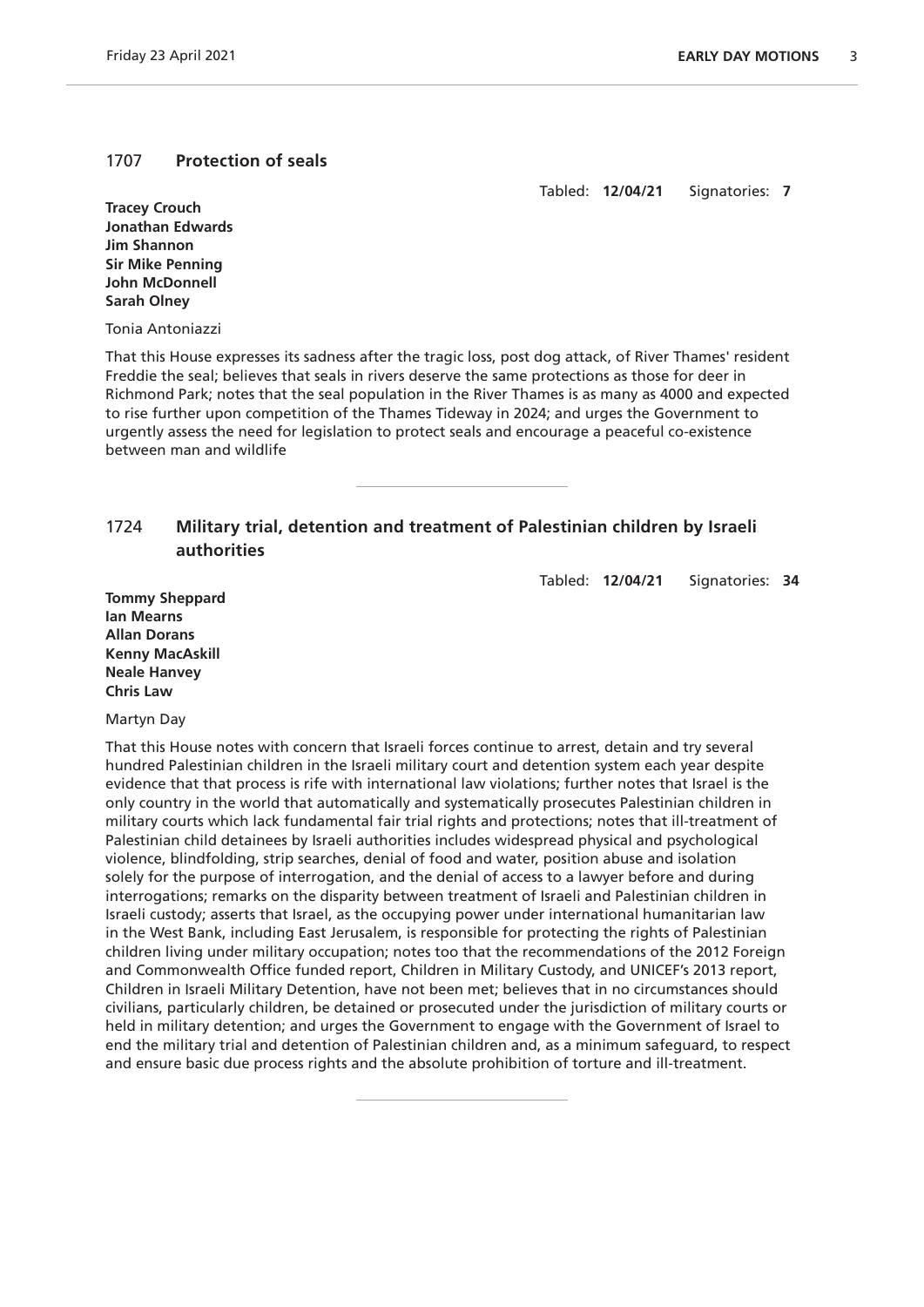## 1707 Protection of seals

Tabled: **12/04/21** Signatories: **7**

**Tracey Crouch**
**Jonathan Edwards**
**Jim Shannon**
**Sir Mike Penning**
**John McDonnell**
**Sarah Olney**

Tonia Antoniazzi

That this House expresses its sadness after the tragic loss, post dog attack, of River Thames' resident Freddie the seal; believes that seals in rivers deserve the same protections as those for deer in Richmond Park; notes that the seal population in the River Thames is as many as 4000 and expected to rise further upon competition of the Thames Tideway in 2024; and urges the Government to urgently assess the need for legislation to protect seals and encourage a peaceful co-existence between man and wildlife

---

## 1724 Military trial, detention and treatment of Palestinian children by Israeli authorities

Tabled: **12/04/21** Signatories: **34**

**Tommy Sheppard**
**Ian Mearns**
**Allan Dorans**
**Kenny MacAskill**
**Neale Hanvey**
**Chris Law**

Martyn Day

That this House notes with concern that Israeli forces continue to arrest, detain and try several hundred Palestinian children in the Israeli military court and detention system each year despite evidence that that process is rife with international law violations; further notes that Israel is the only country in the world that automatically and systematically prosecutes Palestinian children in military courts which lack fundamental fair trial rights and protections; notes that ill-treatment of Palestinian child detainees by Israeli authorities includes widespread physical and psychological violence, blindfolding, strip searches, denial of food and water, position abuse and isolation solely for the purpose of interrogation, and the denial of access to a lawyer before and during interrogations; remarks on the disparity between treatment of Israeli and Palestinian children in Israeli custody; asserts that Israel, as the occupying power under international humanitarian law in the West Bank, including East Jerusalem, is responsible for protecting the rights of Palestinian children living under military occupation; notes too that the recommendations of the 2012 Foreign and Commonwealth Office funded report, Children in Military Custody, and UNICEF's 2013 report, Children in Israeli Military Detention, have not been met; believes that in no circumstances should civilians, particularly children, be detained or prosecuted under the jurisdiction of military courts or held in military detention; and urges the Government to engage with the Government of Israel to end the military trial and detention of Palestinian children and, as a minimum safeguard, to respect and ensure basic due process rights and the absolute prohibition of torture and ill-treatment.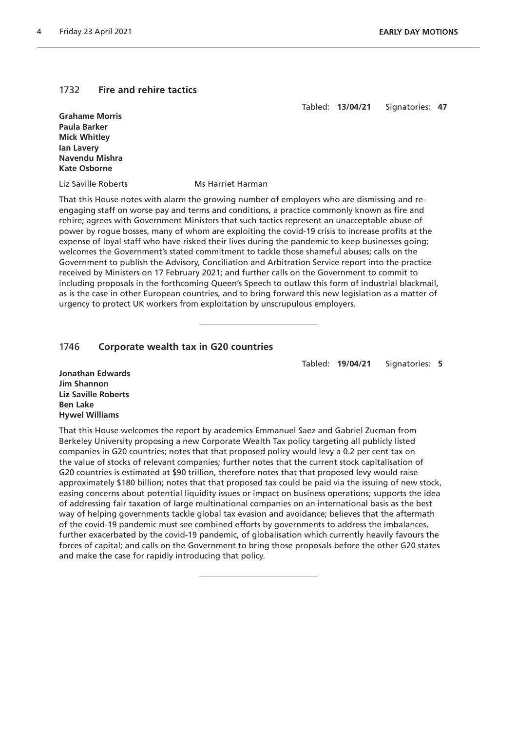## 1732 Fire and rehire tactics

Tabled: **13/04/21** Signatories: **47**

**Grahame Morris**
**Paula Barker**
**Mick Whitley**
**Ian Lavery**
**Navendu Mishra**
**Kate Osborne**

Liz Saville Roberts Ms Harriet Harman

That this House notes with alarm the growing number of employers who are dismissing and re-engaging staff on worse pay and terms and conditions, a practice commonly known as fire and rehire; agrees with Government Ministers that such tactics represent an unacceptable abuse of power by rogue bosses, many of whom are exploiting the covid-19 crisis to increase profits at the expense of loyal staff who have risked their lives during the pandemic to keep businesses going; welcomes the Government's stated commitment to tackle those shameful abuses; calls on the Government to publish the Advisory, Conciliation and Arbitration Service report into the practice received by Ministers on 17 February 2021; and further calls on the Government to commit to including proposals in the forthcoming Queen's Speech to outlaw this form of industrial blackmail, as is the case in other European countries, and to bring forward this new legislation as a matter of urgency to protect UK workers from exploitation by unscrupulous employers.

---

## 1746 Corporate wealth tax in G20 countries

Tabled: **19/04/21** Signatories: **5**

**Jonathan Edwards**
**Jim Shannon**
**Liz Saville Roberts**
**Ben Lake**
**Hywel Williams**

That this House welcomes the report by academics Emmanuel Saez and Gabriel Zucman from Berkeley University proposing a new Corporate Wealth Tax policy targeting all publicly listed companies in G20 countries; notes that that proposed policy would levy a 0.2 per cent tax on the value of stocks of relevant companies; further notes that the current stock capitalisation of G20 countries is estimated at $90 trillion, therefore notes that that proposed levy would raise approximately $180 billion; notes that that proposed tax could be paid via the issuing of new stock, easing concerns about potential liquidity issues or impact on business operations; supports the idea of addressing fair taxation of large multinational companies on an international basis as the best way of helping governments tackle global tax evasion and avoidance; believes that the aftermath of the covid-19 pandemic must see combined efforts by governments to address the imbalances, further exacerbated by the covid-19 pandemic, of globalisation which currently heavily favours the forces of capital; and calls on the Government to bring those proposals before the other G20 states and make the case for rapidly introducing that policy.

---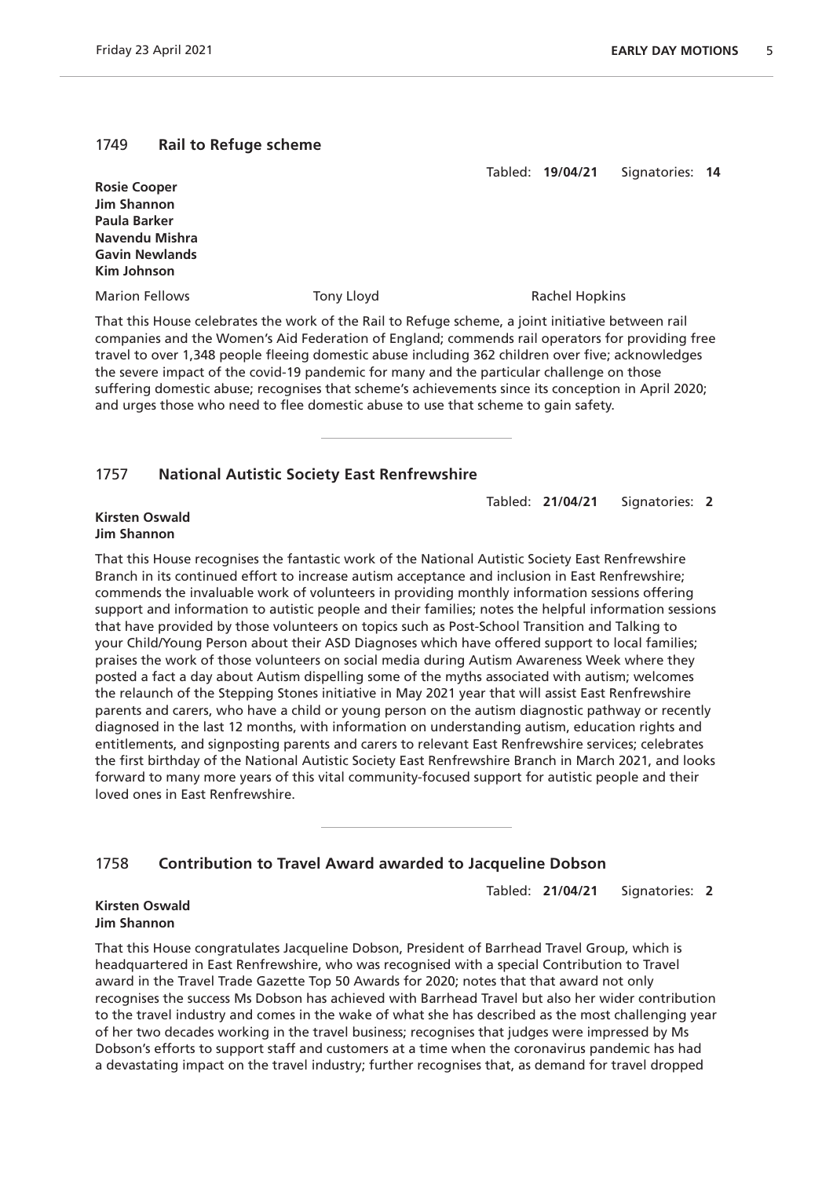## 1749 **Rail to Refuge scheme**

Tabled: **19/04/21** Signatories: **14**

**Rosie Cooper**
**Jim Shannon**
**Paula Barker**
**Navendu Mishra**
**Gavin Newlands**
**Kim Johnson**

Marion Fellows Tony Lloyd Rachel Hopkins

That this House celebrates the work of the Rail to Refuge scheme, a joint initiative between rail companies and the Women's Aid Federation of England; commends rail operators for providing free travel to over 1,348 people fleeing domestic abuse including 362 children over five; acknowledges the severe impact of the covid-19 pandemic for many and the particular challenge on those suffering domestic abuse; recognises that scheme's achievements since its conception in April 2020; and urges those who need to flee domestic abuse to use that scheme to gain safety.

---

## 1757 **National Autistic Society East Renfrewshire**

Tabled: **21/04/21** Signatories: **2**

**Kirsten Oswald**
**Jim Shannon**

That this House recognises the fantastic work of the National Autistic Society East Renfrewshire Branch in its continued effort to increase autism acceptance and inclusion in East Renfrewshire; commends the invaluable work of volunteers in providing monthly information sessions offering support and information to autistic people and their families; notes the helpful information sessions that have provided by those volunteers on topics such as Post-School Transition and Talking to your Child/Young Person about their ASD Diagnoses which have offered support to local families; praises the work of those volunteers on social media during Autism Awareness Week where they posted a fact a day about Autism dispelling some of the myths associated with autism; welcomes the relaunch of the Stepping Stones initiative in May 2021 year that will assist East Renfrewshire parents and carers, who have a child or young person on the autism diagnostic pathway or recently diagnosed in the last 12 months, with information on understanding autism, education rights and entitlements, and signposting parents and carers to relevant East Renfrewshire services; celebrates the first birthday of the National Autistic Society East Renfrewshire Branch in March 2021, and looks forward to many more years of this vital community-focused support for autistic people and their loved ones in East Renfrewshire.

---

## 1758 **Contribution to Travel Award awarded to Jacqueline Dobson**

Tabled: **21/04/21** Signatories: **2**

**Kirsten Oswald**
**Jim Shannon**

That this House congratulates Jacqueline Dobson, President of Barrhead Travel Group, which is headquartered in East Renfrewshire, who was recognised with a special Contribution to Travel award in the Travel Trade Gazette Top 50 Awards for 2020; notes that that award not only recognises the success Ms Dobson has achieved with Barrhead Travel but also her wider contribution to the travel industry and comes in the wake of what she has described as the most challenging year of her two decades working in the travel business; recognises that judges were impressed by Ms Dobson's efforts to support staff and customers at a time when the coronavirus pandemic has had a devastating impact on the travel industry; further recognises that, as demand for travel dropped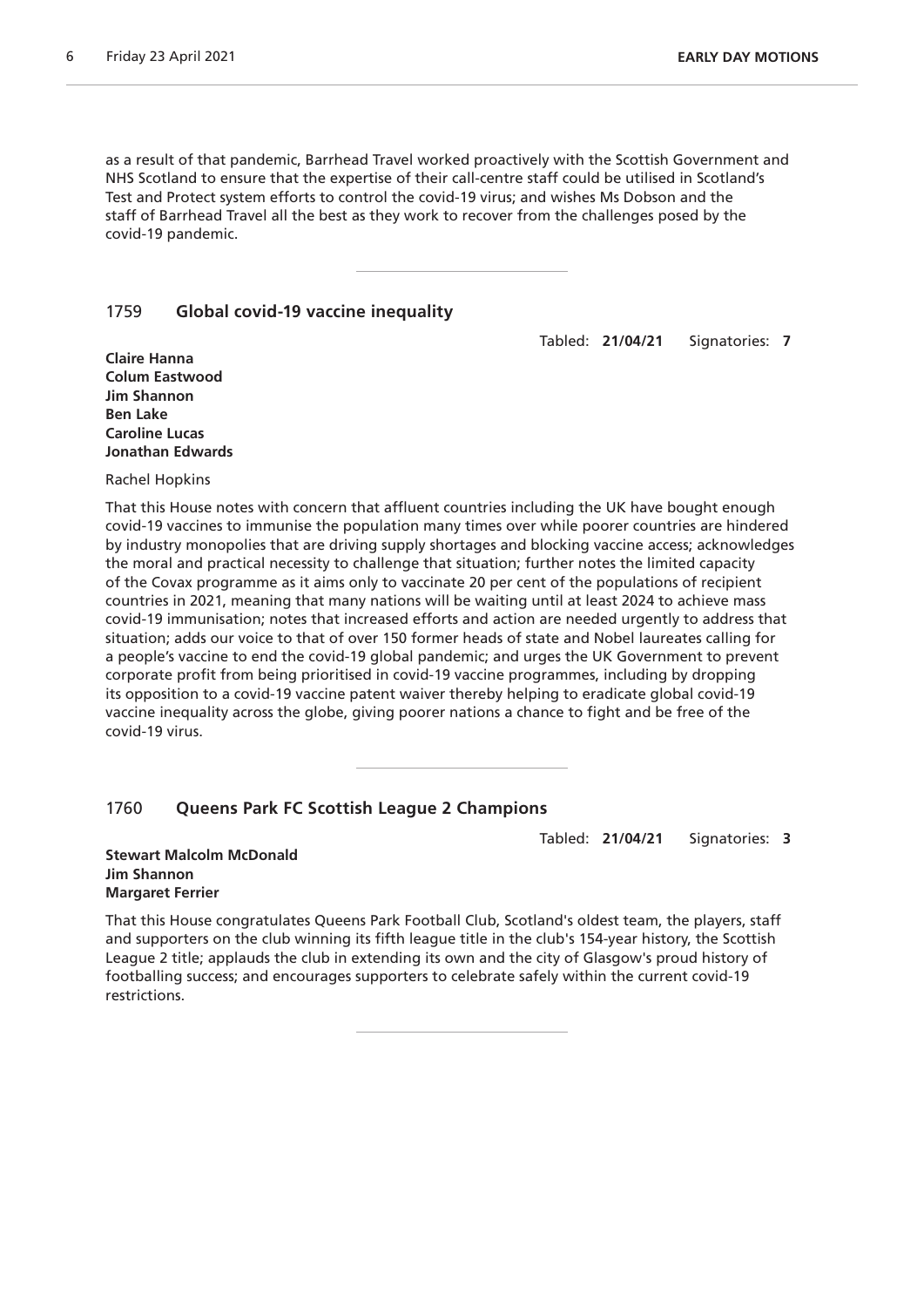as a result of that pandemic, Barrhead Travel worked proactively with the Scottish Government and NHS Scotland to ensure that the expertise of their call-centre staff could be utilised in Scotland's Test and Protect system efforts to control the covid-19 virus; and wishes Ms Dobson and the staff of Barrhead Travel all the best as they work to recover from the challenges posed by the covid-19 pandemic.

---

## 1759 Global covid-19 vaccine inequality

Tabled: **21/04/21** Signatories: **7**

**Claire Hanna**
**Colum Eastwood**
**Jim Shannon**
**Ben Lake**
**Caroline Lucas**
**Jonathan Edwards**

Rachel Hopkins

That this House notes with concern that affluent countries including the UK have bought enough covid-19 vaccines to immunise the population many times over while poorer countries are hindered by industry monopolies that are driving supply shortages and blocking vaccine access; acknowledges the moral and practical necessity to challenge that situation; further notes the limited capacity of the Covax programme as it aims only to vaccinate 20 per cent of the populations of recipient countries in 2021, meaning that many nations will be waiting until at least 2024 to achieve mass covid-19 immunisation; notes that increased efforts and action are needed urgently to address that situation; adds our voice to that of over 150 former heads of state and Nobel laureates calling for a people's vaccine to end the covid-19 global pandemic; and urges the UK Government to prevent corporate profit from being prioritised in covid-19 vaccine programmes, including by dropping its opposition to a covid-19 vaccine patent waiver thereby helping to eradicate global covid-19 vaccine inequality across the globe, giving poorer nations a chance to fight and be free of the covid-19 virus.

---

## 1760 Queens Park FC Scottish League 2 Champions

Tabled: **21/04/21** Signatories: **3**

**Stewart Malcolm McDonald**
**Jim Shannon**
**Margaret Ferrier**

That this House congratulates Queens Park Football Club, Scotland's oldest team, the players, staff and supporters on the club winning its fifth league title in the club's 154-year history, the Scottish League 2 title; applauds the club in extending its own and the city of Glasgow's proud history of footballing success; and encourages supporters to celebrate safely within the current covid-19 restrictions.

---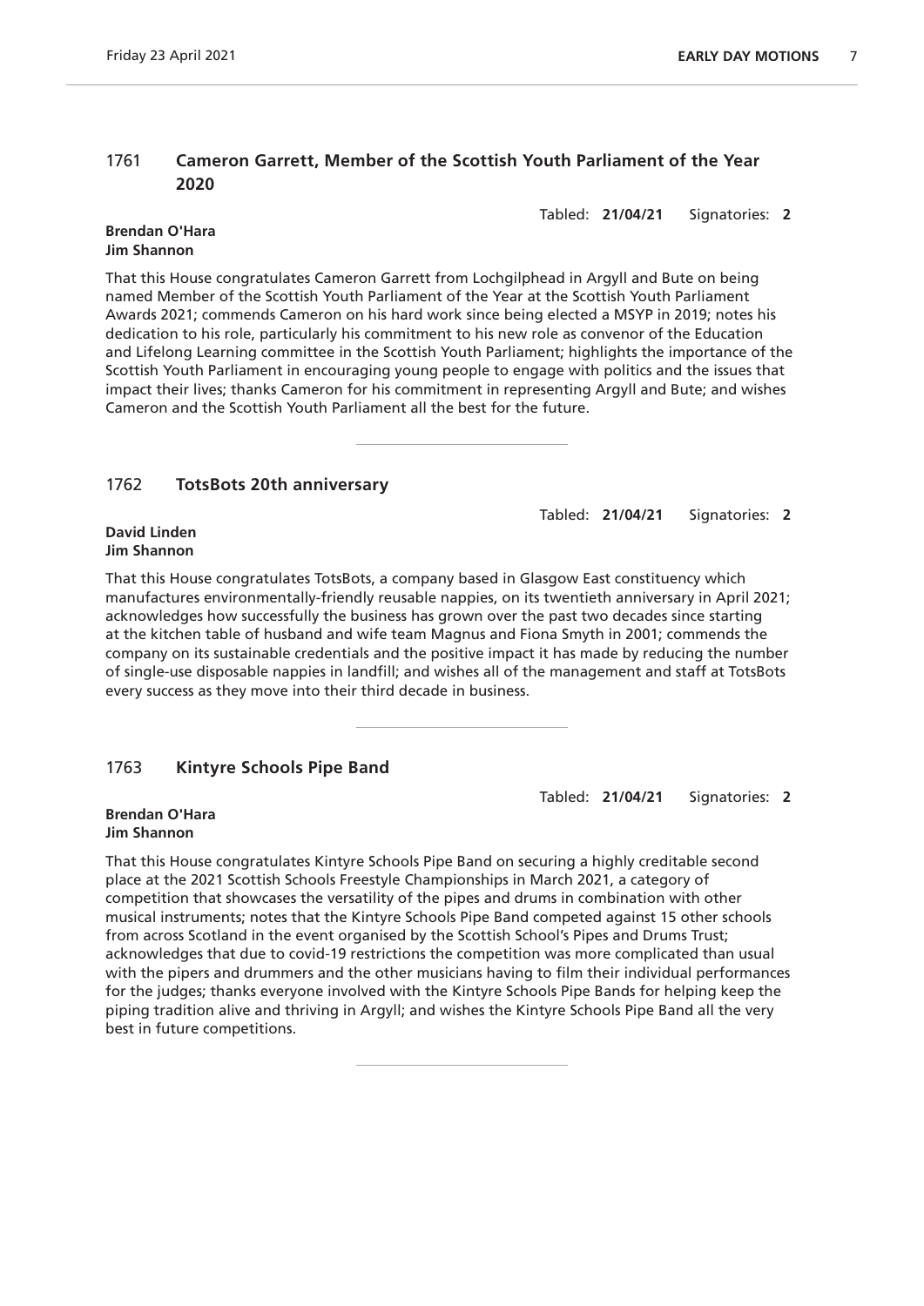## 1761 Cameron Garrett, Member of the Scottish Youth Parliament of the Year 2020

Tabled: **21/04/21** Signatories: **2**

**Brendan O'Hara**
**Jim Shannon**

That this House congratulates Cameron Garrett from Lochgilphead in Argyll and Bute on being named Member of the Scottish Youth Parliament of the Year at the Scottish Youth Parliament Awards 2021; commends Cameron on his hard work since being elected a MSYP in 2019; notes his dedication to his role, particularly his commitment to his new role as convenor of the Education and Lifelong Learning committee in the Scottish Youth Parliament; highlights the importance of the Scottish Youth Parliament in encouraging young people to engage with politics and the issues that impact their lives; thanks Cameron for his commitment in representing Argyll and Bute; and wishes Cameron and the Scottish Youth Parliament all the best for the future.

---

## 1762 TotsBots 20th anniversary

Tabled: **21/04/21** Signatories: **2**

**David Linden**
**Jim Shannon**

That this House congratulates TotsBots, a company based in Glasgow East constituency which manufactures environmentally-friendly reusable nappies, on its twentieth anniversary in April 2021; acknowledges how successfully the business has grown over the past two decades since starting at the kitchen table of husband and wife team Magnus and Fiona Smyth in 2001; commends the company on its sustainable credentials and the positive impact it has made by reducing the number of single-use disposable nappies in landfill; and wishes all of the management and staff at TotsBots every success as they move into their third decade in business.

---

## 1763 Kintyre Schools Pipe Band

Tabled: **21/04/21** Signatories: **2**

**Brendan O'Hara**
**Jim Shannon**

That this House congratulates Kintyre Schools Pipe Band on securing a highly creditable second place at the 2021 Scottish Schools Freestyle Championships in March 2021, a category of competition that showcases the versatility of the pipes and drums in combination with other musical instruments; notes that the Kintyre Schools Pipe Band competed against 15 other schools from across Scotland in the event organised by the Scottish School's Pipes and Drums Trust; acknowledges that due to covid-19 restrictions the competition was more complicated than usual with the pipers and drummers and the other musicians having to film their individual performances for the judges; thanks everyone involved with the Kintyre Schools Pipe Bands for helping keep the piping tradition alive and thriving in Argyll; and wishes the Kintyre Schools Pipe Band all the very best in future competitions.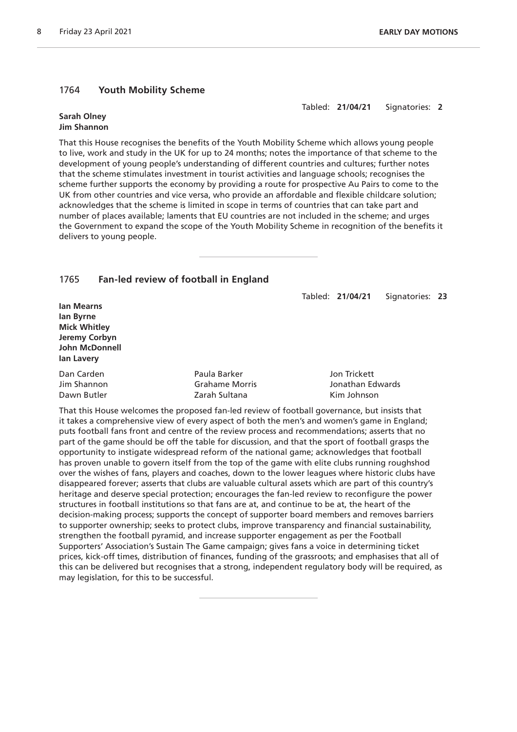## 1764 Youth Mobility Scheme

Tabled: **21/04/21** Signatories: **2**

**Sarah Olney**
**Jim Shannon**

That this House recognises the benefits of the Youth Mobility Scheme which allows young people to live, work and study in the UK for up to 24 months; notes the importance of that scheme to the development of young people's understanding of different countries and cultures; further notes that the scheme stimulates investment in tourist activities and language schools; recognises the scheme further supports the economy by providing a route for prospective Au Pairs to come to the UK from other countries and vice versa, who provide an affordable and flexible childcare solution; acknowledges that the scheme is limited in scope in terms of countries that can take part and number of places available; laments that EU countries are not included in the scheme; and urges the Government to expand the scope of the Youth Mobility Scheme in recognition of the benefits it delivers to young people.

---

## 1765 Fan-led review of football in England

Tabled: **21/04/21** Signatories: **23**

**Ian Mearns**
**Ian Byrne**
**Mick Whitley**
**Jeremy Corbyn**
**John McDonnell**
**Ian Lavery**

Dan Carden
Paula Barker
Jon Trickett
Jim Shannon
Grahame Morris
Jonathan Edwards
Dawn Butler
Zarah Sultana
Kim Johnson

That this House welcomes the proposed fan-led review of football governance, but insists that it takes a comprehensive view of every aspect of both the men's and women's game in England; puts football fans front and centre of the review process and recommendations; asserts that no part of the game should be off the table for discussion, and that the sport of football grasps the opportunity to instigate widespread reform of the national game; acknowledges that football has proven unable to govern itself from the top of the game with elite clubs running roughshod over the wishes of fans, players and coaches, down to the lower leagues where historic clubs have disappeared forever; asserts that clubs are valuable cultural assets which are part of this country's heritage and deserve special protection; encourages the fan-led review to reconfigure the power structures in football institutions so that fans are at, and continue to be at, the heart of the decision-making process; supports the concept of supporter board members and removes barriers to supporter ownership; seeks to protect clubs, improve transparency and financial sustainability, strengthen the football pyramid, and increase supporter engagement as per the Football Supporters' Association's Sustain The Game campaign; gives fans a voice in determining ticket prices, kick-off times, distribution of finances, funding of the grassroots; and emphasises that all of this can be delivered but recognises that a strong, independent regulatory body will be required, as may legislation, for this to be successful.

---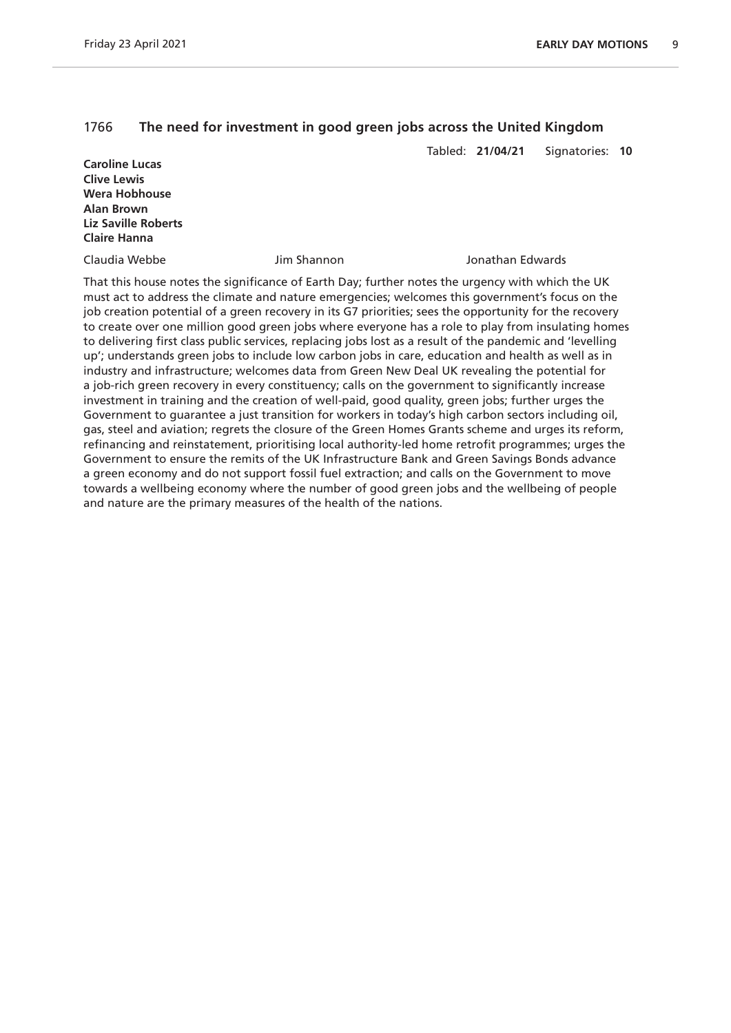## 1766 The need for investment in good green jobs across the United Kingdom

Tabled: **21/04/21** Signatories: **10**

**Caroline Lucas**
**Clive Lewis**
**Wera Hobhouse**
**Alan Brown**
**Liz Saville Roberts**
**Claire Hanna**

Claudia Webbe Jim Shannon Jonathan Edwards

That this house notes the significance of Earth Day; further notes the urgency with which the UK must act to address the climate and nature emergencies; welcomes this government's focus on the job creation potential of a green recovery in its G7 priorities; sees the opportunity for the recovery to create over one million good green jobs where everyone has a role to play from insulating homes to delivering first class public services, replacing jobs lost as a result of the pandemic and 'levelling up'; understands green jobs to include low carbon jobs in care, education and health as well as in industry and infrastructure; welcomes data from Green New Deal UK revealing the potential for a job-rich green recovery in every constituency; calls on the government to significantly increase investment in training and the creation of well-paid, good quality, green jobs; further urges the Government to guarantee a just transition for workers in today's high carbon sectors including oil, gas, steel and aviation; regrets the closure of the Green Homes Grants scheme and urges its reform, refinancing and reinstatement, prioritising local authority-led home retrofit programmes; urges the Government to ensure the remits of the UK Infrastructure Bank and Green Savings Bonds advance a green economy and do not support fossil fuel extraction; and calls on the Government to move towards a wellbeing economy where the number of good green jobs and the wellbeing of people and nature are the primary measures of the health of the nations.